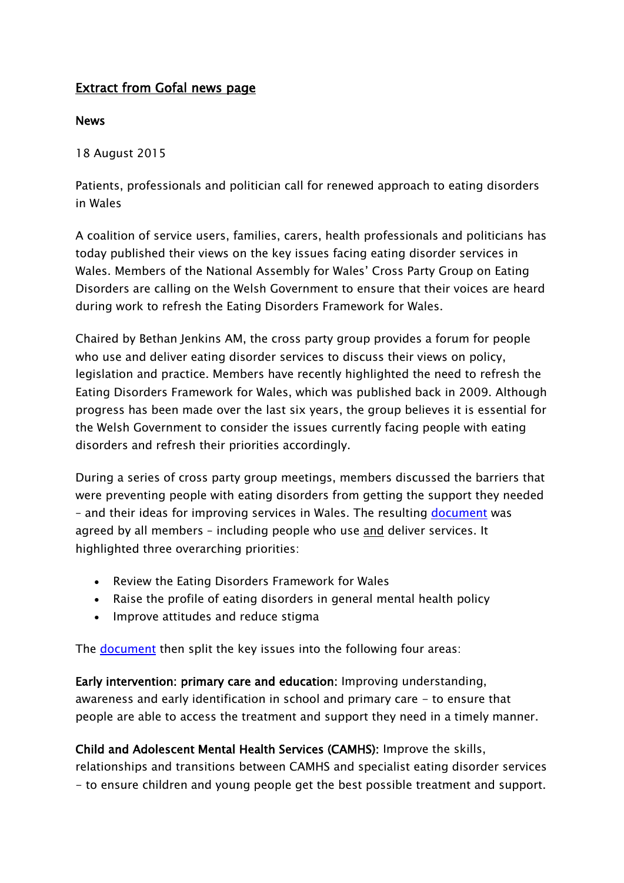## Extract from Gofal news page

**News**

18 August 2015

Patients, professionals and politician call for renewed approach to eating disorders in Wales

A coalition of service users, families, carers, health professionals and politicians has today published their views on the key issues facing eating disorder services in Wales. Members of the National Assembly for Wales' Cross Party Group on Eating Disorders are calling on the Welsh Government to ensure that their voices are heard during work to refresh the Eating Disorders Framework for Wales.

Chaired by Bethan Jenkins AM, the cross party group provides a forum for people who use and deliver eating disorder services to discuss their views on policy, legislation and practice. Members have recently highlighted the need to refresh the Eating Disorders Framework for Wales, which was published back in 2009. Although progress has been made over the last six years, the group believes it is essential for the Welsh Government to consider the issues currently facing people with eating disorders and refresh their priorities accordingly.

During a series of cross party group meetings, members discussed the barriers that were preventing people with eating disorders from getting the support they needed – and their ideas for improving services in Wales. The resulting document was agreed by all members – including people who use and deliver services. It highlighted three overarching priorities:

- Review the Eating Disorders Framework for Wales
- Raise the profile of eating disorders in general mental health policy
- Improve attitudes and reduce stigma

The document then split the key issues into the following four areas:

**Early intervention: primary care and education:** Improving understanding, awareness and early identification in school and primary care – to ensure that people are able to access the treatment and support they need in a timely manner.

**Child and Adolescent Mental Health Services (CAMHS):** Improve the skills, relationships and transitions between CAMHS and specialist eating disorder services – to ensure children and young people get the best possible treatment and support.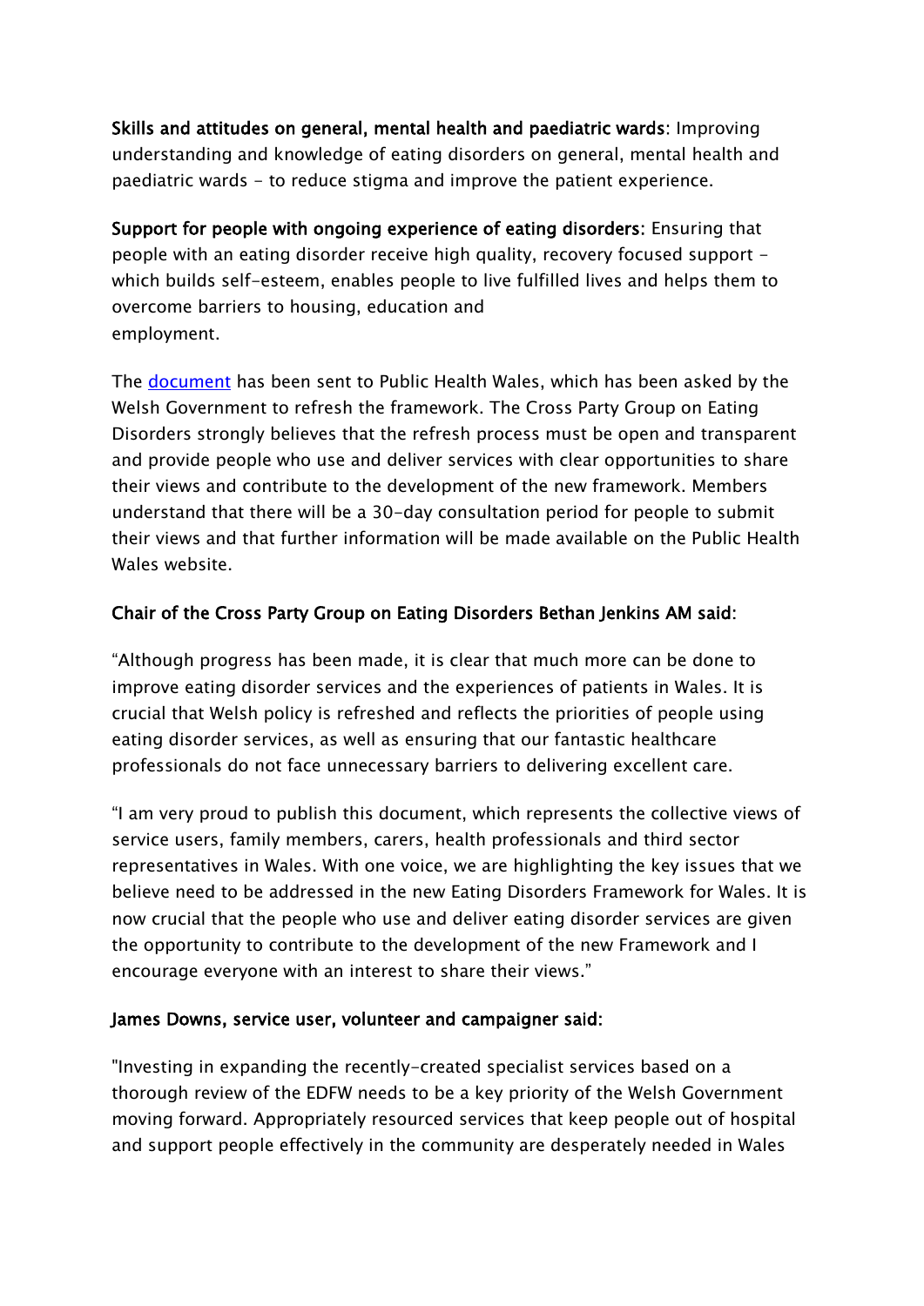**Skills and attitudes on general, mental health and paediatric wards**: Improving understanding and knowledge of eating disorders on general, mental health and paediatric wards - to reduce stigma and improve the patient experience.

**Support for people with ongoing experience of eating disorders**: Ensuring that people with an eating disorder receive high quality, recovery focused support - which builds self-esteem, enables people to live fulfilled lives and helps them to overcome barriers to housing, education and employment.

The document has been sent to Public Health Wales, which has been asked by the Welsh Government to refresh the framework. The Cross Party Group on Eating Disorders strongly believes that the refresh process must be open and transparent and provide people who use and deliver services with clear opportunities to share their views and contribute to the development of the new framework. Members understand that there will be a 30-day consultation period for people to submit their views and that further information will be made available on the Public Health Wales website.

**Chair of the Cross Party Group on Eating Disorders Bethan Jenkins AM said:**

"Although progress has been made, it is clear that much more can be done to improve eating disorder services and the experiences of patients in Wales. It is crucial that Welsh policy is refreshed and reflects the priorities of people using eating disorder services, as well as ensuring that our fantastic healthcare professionals do not face unnecessary barriers to delivering excellent care.

"I am very proud to publish this document, which represents the collective views of service users, family members, carers, health professionals and third sector representatives in Wales. With one voice, we are highlighting the key issues that we believe need to be addressed in the new Eating Disorders Framework for Wales. It is now crucial that the people who use and deliver eating disorder services are given the opportunity to contribute to the development of the new Framework and I encourage everyone with an interest to share their views."

**James Downs, service user, volunteer and campaigner said:**

"Investing in expanding the recently-created specialist services based on a thorough review of the EDFW needs to be a key priority of the Welsh Government moving forward. Appropriately resourced services that keep people out of hospital and support people effectively in the community are desperately needed in Wales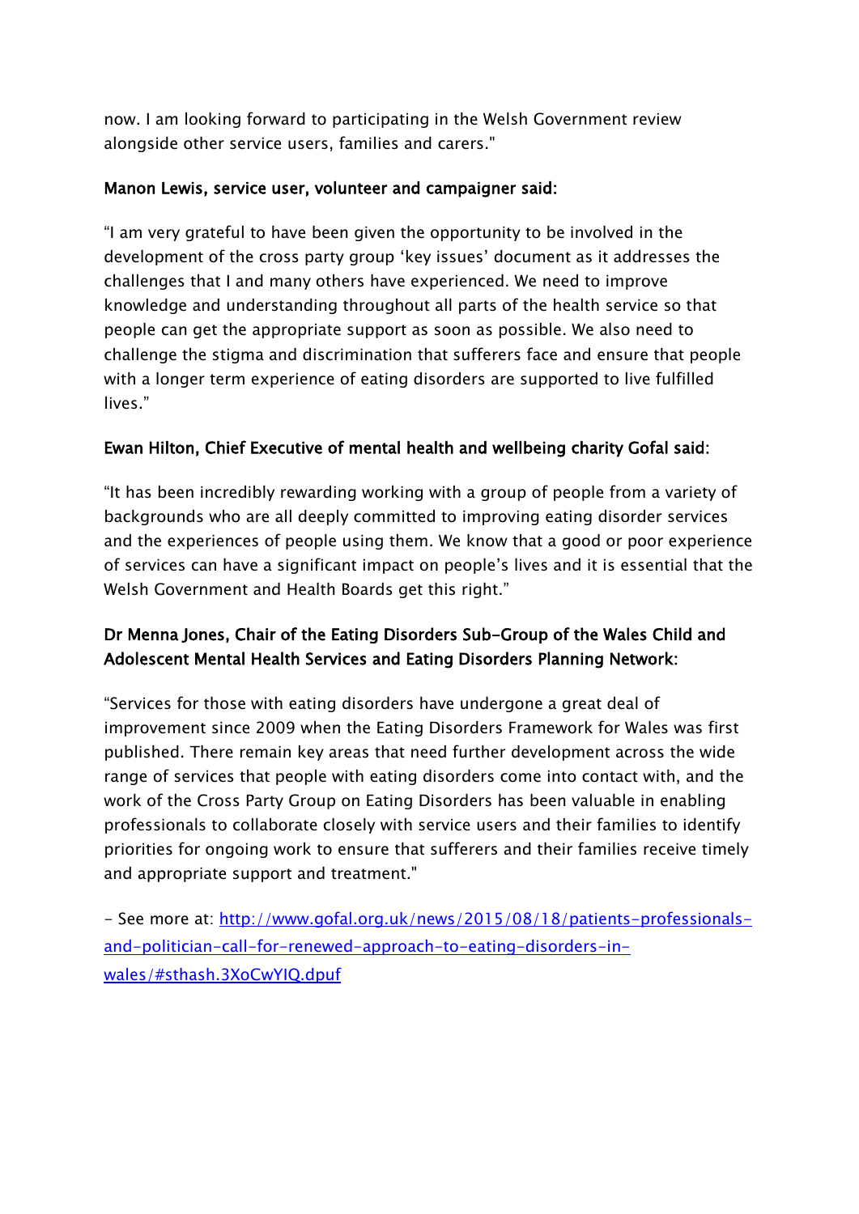now. I am looking forward to participating in the Welsh Government review alongside other service users, families and carers."

**Manon Lewis, service user, volunteer and campaigner said:**

"I am very grateful to have been given the opportunity to be involved in the development of the cross party group 'key issues' document as it addresses the challenges that I and many others have experienced. We need to improve knowledge and understanding throughout all parts of the health service so that people can get the appropriate support as soon as possible. We also need to challenge the stigma and discrimination that sufferers face and ensure that people with a longer term experience of eating disorders are supported to live fulfilled lives."

**Ewan Hilton, Chief Executive of mental health and wellbeing charity Gofal said:**

"It has been incredibly rewarding working with a group of people from a variety of backgrounds who are all deeply committed to improving eating disorder services and the experiences of people using them. We know that a good or poor experience of services can have a significant impact on people's lives and it is essential that the Welsh Government and Health Boards get this right."

**Dr Menna Jones, Chair of the Eating Disorders Sub-Group of the Wales Child and Adolescent Mental Health Services and Eating Disorders Planning Network:**

"Services for those with eating disorders have undergone a great deal of improvement since 2009 when the Eating Disorders Framework for Wales was first published. There remain key areas that need further development across the wide range of services that people with eating disorders come into contact with, and the work of the Cross Party Group on Eating Disorders has been valuable in enabling professionals to collaborate closely with service users and their families to identify priorities for ongoing work to ensure that sufferers and their families receive timely and appropriate support and treatment."

- See more at: [http://www.gofal.org.uk/news/2015/08/18/patients-professionals-and-politician-call-for-renewed-approach-to-eating-disorders-in-wales/#sthash.3XoCwYIQ.dpuf](http://www.gofal.org.uk/news/2015/08/18/patients-professionals-and-politician-call-for-renewed-approach-to-eating-disorders-in-wales/#sthash.3XoCwYIQ.dpuf)